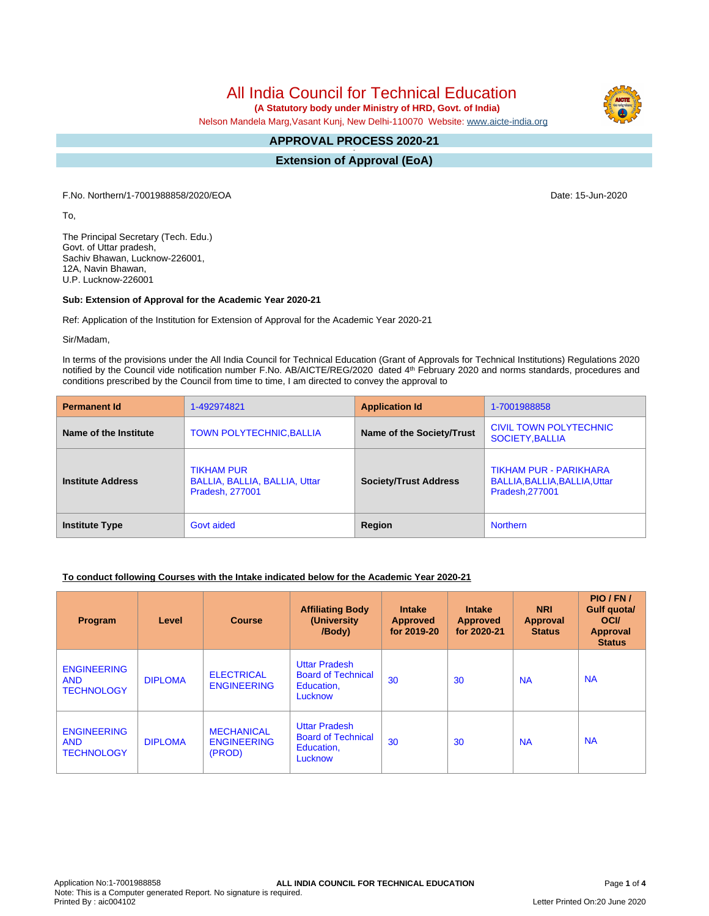# All India Council for Technical Education

**(A Statutory body under Ministry of HRD, Govt. of India)**

Nelson Mandela Marg,Vasant Kunj, New Delhi-110070 Website: www.aicte-india.org

## APPROVAL PROCESS 2020-21

## Extension of Approval (EoA)

F.No. Northern/1-7001988858/2020/EOA

Date: 15-Jun-2020

To,

The Principal Secretary (Tech. Edu.)
Govt. of Uttar pradesh,
Sachiv Bhawan, Lucknow-226001,
12A, Navin Bhawan,
U.P. Lucknow-226001

**Sub: Extension of Approval for the Academic Year 2020-21**

Ref: Application of the Institution for Extension of Approval for the Academic Year 2020-21

Sir/Madam,

In terms of the provisions under the All India Council for Technical Education (Grant of Approvals for Technical Institutions) Regulations 2020 notified by the Council vide notification number F.No. AB/AICTE/REG/2020 dated 4th February 2020 and norms standards, procedures and conditions prescribed by the Council from time to time, I am directed to convey the approval to

| **Permanent Id** | 1-492974821 | **Application Id** | 1-7001988858 |
|---|---|---|---|
| **Name of the Institute** | TOWN POLYTECHNIC,BALLIA | **Name of the Society/Trust** | CIVIL TOWN POLYTECHNIC SOCIETY,BALLIA |
| **Institute Address** | TIKHAM PUR BALLIA, BALLIA, BALLIA, Uttar Pradesh, 277001 | **Society/Trust Address** | TIKHAM PUR - PARIKHARA BALLIA,BALLIA,BALLIA,Uttar Pradesh,277001 |
| **Institute Type** | Govt aided | **Region** | Northern |

**To conduct following Courses with the Intake indicated below for the Academic Year 2020-21**

| Program | Level | Course | Affiliating Body (University /Body) | Intake Approved for 2019-20 | Intake Approved for 2020-21 | NRI Approval Status | PIO / FN / Gulf quota/ OCI/ Approval Status |
|---|---|---|---|---|---|---|---|
| ENGINEERING AND TECHNOLOGY | DIPLOMA | ELECTRICAL ENGINEERING | Uttar Pradesh Board of Technical Education, Lucknow | 30 | 30 | NA | NA |
| ENGINEERING AND TECHNOLOGY | DIPLOMA | MECHANICAL ENGINEERING (PROD) | Uttar Pradesh Board of Technical Education, Lucknow | 30 | 30 | NA | NA |

Application No:1-7001988858
Note: This is a Computer generated Report. No signature is required.
Printed By : aic004102
Letter Printed On:20 June 2020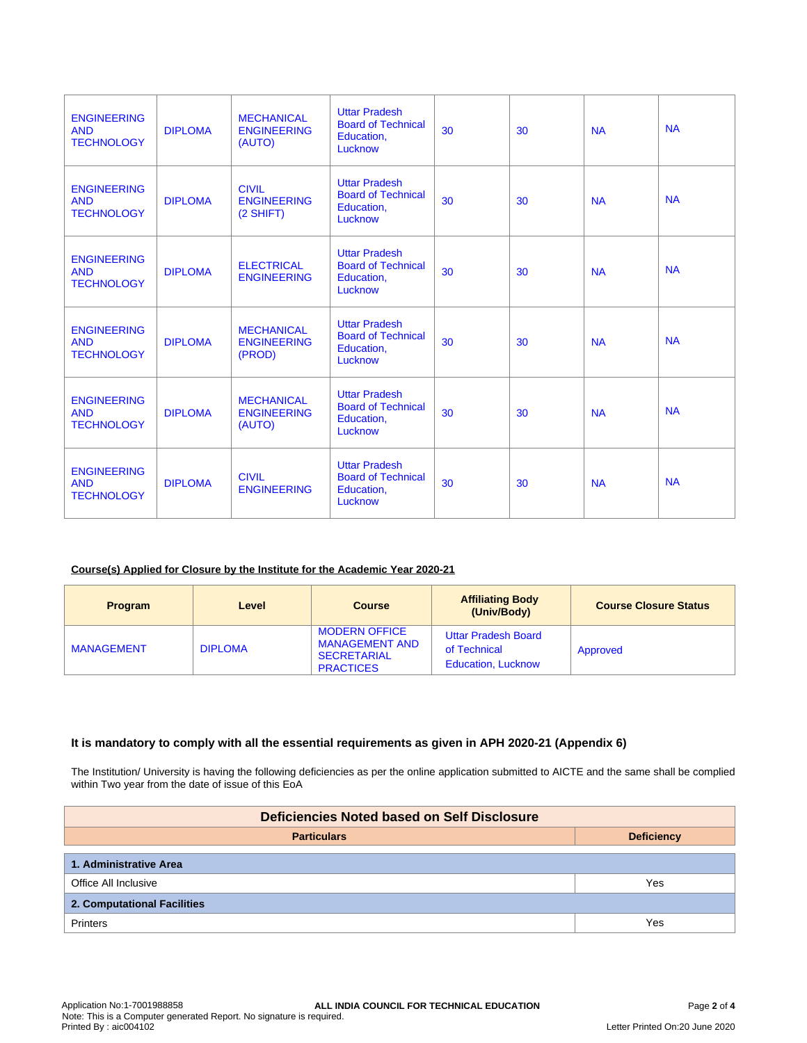| | | | | | | | |
|---|---|---|---|---|---|---|---|
| ENGINEERING AND TECHNOLOGY | DIPLOMA | MECHANICAL ENGINEERING (AUTO) | Uttar Pradesh Board of Technical Education, Lucknow | 30 | 30 | NA | NA |
| ENGINEERING AND TECHNOLOGY | DIPLOMA | CIVIL ENGINEERING (2 SHIFT) | Uttar Pradesh Board of Technical Education, Lucknow | 30 | 30 | NA | NA |
| ENGINEERING AND TECHNOLOGY | DIPLOMA | ELECTRICAL ENGINEERING | Uttar Pradesh Board of Technical Education, Lucknow | 30 | 30 | NA | NA |
| ENGINEERING AND TECHNOLOGY | DIPLOMA | MECHANICAL ENGINEERING (PROD) | Uttar Pradesh Board of Technical Education, Lucknow | 30 | 30 | NA | NA |
| ENGINEERING AND TECHNOLOGY | DIPLOMA | MECHANICAL ENGINEERING (AUTO) | Uttar Pradesh Board of Technical Education, Lucknow | 30 | 30 | NA | NA |
| ENGINEERING AND TECHNOLOGY | DIPLOMA | CIVIL ENGINEERING | Uttar Pradesh Board of Technical Education, Lucknow | 30 | 30 | NA | NA |

**Course(s) Applied for Closure by the Institute for the Academic Year 2020-21**

| Program | Level | Course | Affiliating Body (Univ/Body) | Course Closure Status |
|---|---|---|---|---|
| MANAGEMENT | DIPLOMA | MODERN OFFICE MANAGEMENT AND SECRETARIAL PRACTICES | Uttar Pradesh Board of Technical Education, Lucknow | Approved |

### It is mandatory to comply with all the essential requirements as given in APH 2020-21 (Appendix 6)

The Institution/ University is having the following deficiencies as per the online application submitted to AICTE and the same shall be complied within Two year from the date of issue of this EoA

| Deficiencies Noted based on Self Disclosure | |
|---|---|
| **Particulars** | **Deficiency** |
| **1. Administrative Area** | |
| Office All Inclusive | Yes |
| **2. Computational Facilities** | |
| Printers | Yes |

Application No:1-7001988858
Note: This is a Computer generated Report. No signature is required.
Printed By : aic004102

Letter Printed On:20 June 2020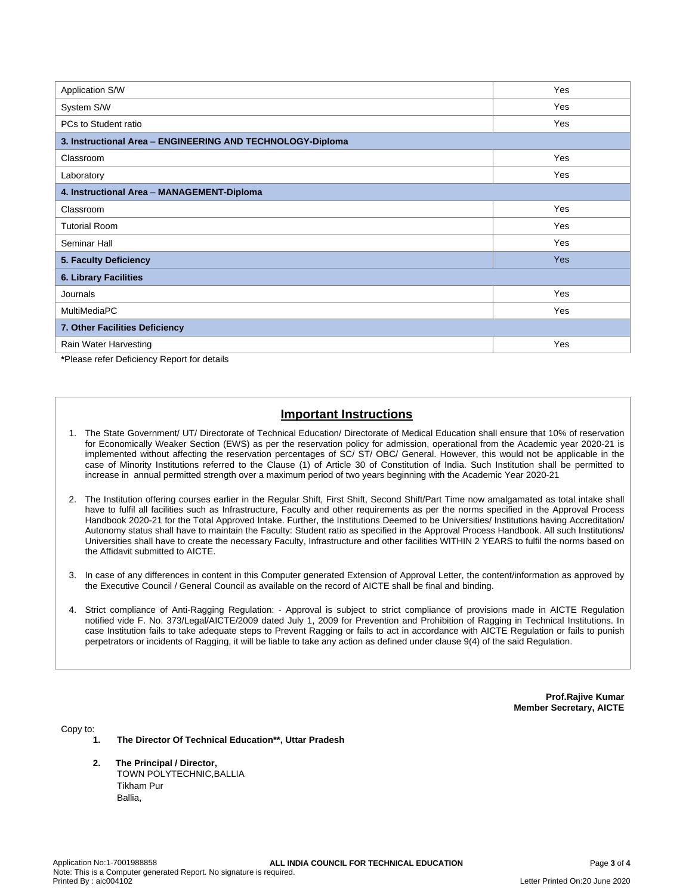| | |
|---|---|
| Application S/W | Yes |
| System S/W | Yes |
| PCs to Student ratio | Yes |
| **3. Instructional Area – ENGINEERING AND TECHNOLOGY-Diploma** | |
| Classroom | Yes |
| Laboratory | Yes |
| **4. Instructional Area – MANAGEMENT-Diploma** | |
| Classroom | Yes |
| Tutorial Room | Yes |
| Seminar Hall | Yes |
| **5. Faculty Deficiency** | Yes |
| **6. Library Facilities** | |
| Journals | Yes |
| MultiMediaPC | Yes |
| **7. Other Facilities Deficiency** | |
| Rain Water Harvesting | Yes |

**\***Please refer Deficiency Report for details

## Important Instructions

1. The State Government/ UT/ Directorate of Technical Education/ Directorate of Medical Education shall ensure that 10% of reservation for Economically Weaker Section (EWS) as per the reservation policy for admission, operational from the Academic year 2020-21 is implemented without affecting the reservation percentages of SC/ ST/ OBC/ General. However, this would not be applicable in the case of Minority Institutions referred to the Clause (1) of Article 30 of Constitution of India. Such Institution shall be permitted to increase in annual permitted strength over a maximum period of two years beginning with the Academic Year 2020-21

2. The Institution offering courses earlier in the Regular Shift, First Shift, Second Shift/Part Time now amalgamated as total intake shall have to fulfil all facilities such as Infrastructure, Faculty and other requirements as per the norms specified in the Approval Process Handbook 2020-21 for the Total Approved Intake. Further, the Institutions Deemed to be Universities/ Institutions having Accreditation/ Autonomy status shall have to maintain the Faculty: Student ratio as specified in the Approval Process Handbook. All such Institutions/ Universities shall have to create the necessary Faculty, Infrastructure and other facilities WITHIN 2 YEARS to fulfil the norms based on the Affidavit submitted to AICTE.

3. In case of any differences in content in this Computer generated Extension of Approval Letter, the content/information as approved by the Executive Council / General Council as available on the record of AICTE shall be final and binding.

4. Strict compliance of Anti-Ragging Regulation: - Approval is subject to strict compliance of provisions made in AICTE Regulation notified vide F. No. 373/Legal/AICTE/2009 dated July 1, 2009 for Prevention and Prohibition of Ragging in Technical Institutions. In case Institution fails to take adequate steps to Prevent Ragging or fails to act in accordance with AICTE Regulation or fails to punish perpetrators or incidents of Ragging, it will be liable to take any action as defined under clause 9(4) of the said Regulation.

**Prof.Rajive Kumar**
**Member Secretary, AICTE**

Copy to:

1. **The Director Of Technical Education\*\*, Uttar Pradesh**

2. **The Principal / Director,**
   TOWN POLYTECHNIC,BALLIA
   Tikham Pur
   Ballia,

Application No:1-7001988858
Note: This is a Computer generated Report. No signature is required.
Printed By : aic004102
Letter Printed On:20 June 2020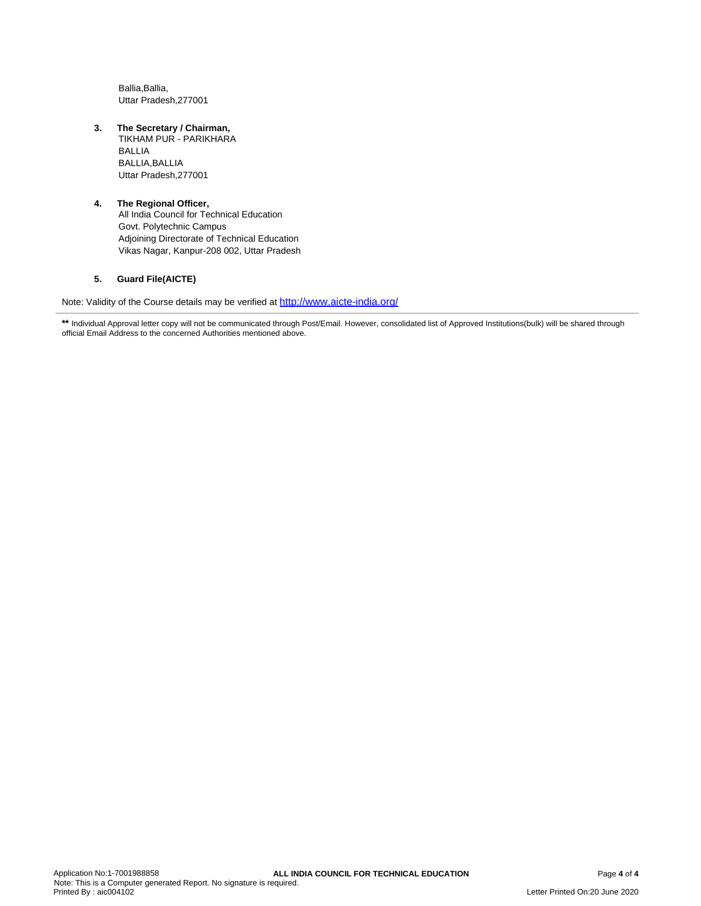Ballia,Ballia,
Uttar Pradesh,277001

3. **The Secretary / Chairman,**
   TIKHAM PUR - PARIKHARA
   BALLIA
   BALLIA,BALLIA
   Uttar Pradesh,277001

4. **The Regional Officer,**
   All India Council for Technical Education
   Govt. Polytechnic Campus
   Adjoining Directorate of Technical Education
   Vikas Nagar, Kanpur-208 002, Uttar Pradesh

5. **Guard File(AICTE)**

Note: Validity of the Course details may be verified at http://www.aicte-india.org/

---

**\*\*** Individual Approval letter copy will not be communicated through Post/Email. However, consolidated list of Approved Institutions(bulk) will be shared through official Email Address to the concerned Authorities mentioned above.

Application No:1-7001988858
Note: This is a Computer generated Report. No signature is required.
Printed By : aic004102

Letter Printed On:20 June 2020